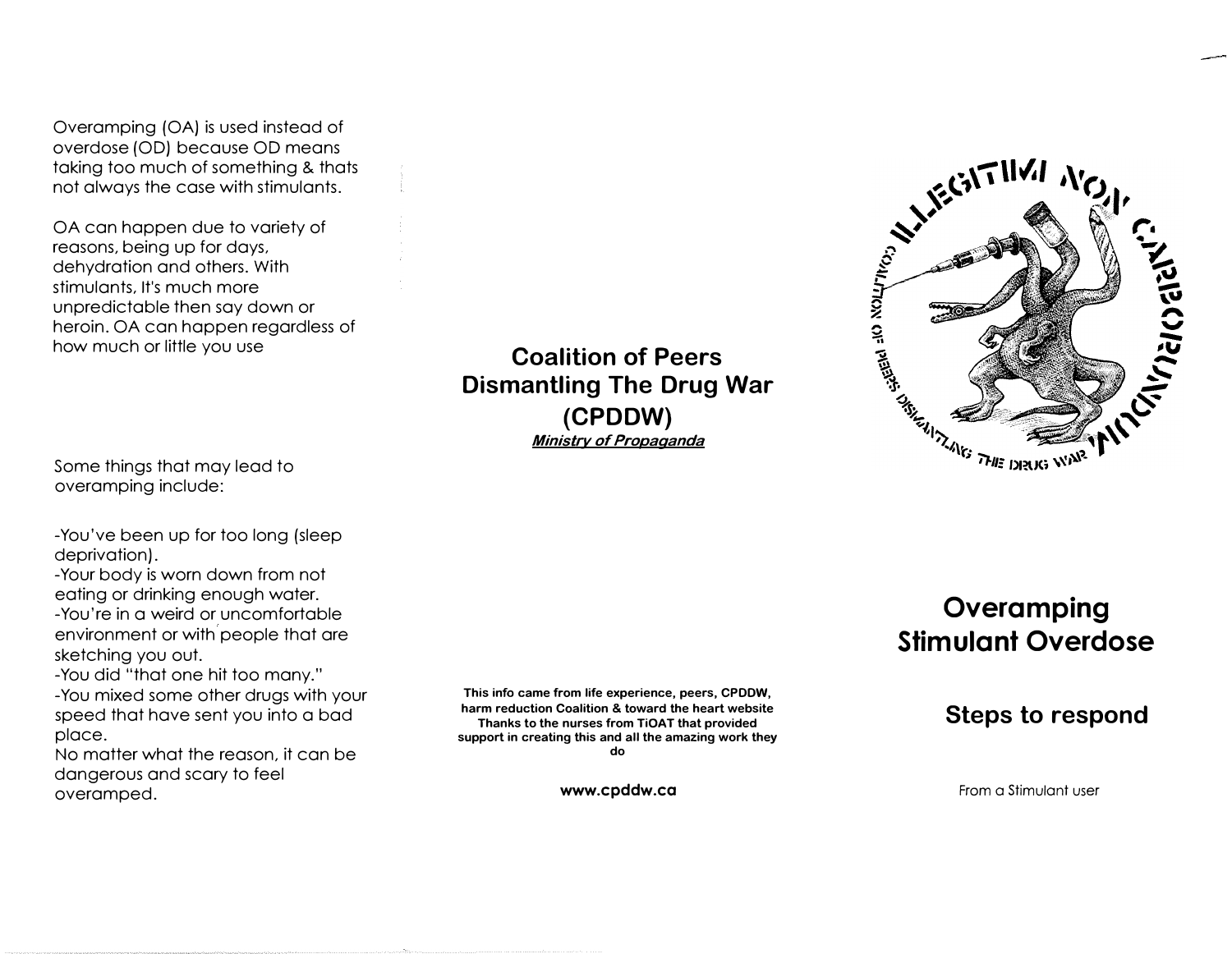Overamping (OA) is used instead of overdose (OD) because OD means taking too much of something & thats not always the case with stimulants.

OA can happen due to variety of reasons, being up for days, dehydration and others. With stimulants, It's much more unpredictable then say down or heroin. OA can happen regardless of how much or little you use

Some things that may lead to overamping include:

-You've been up for too long (sleep deprivation).
-Your body is worn down from not eating or drinking enough water.
-You're in a weird or uncomfortable environment or with people that are sketching you out.
-You did "that one hit too many."
-You mixed some other drugs with your speed that have sent you into a bad place.
No matter what the reason, it can be dangerous and scary to feel overamped.

## Coalition of Peers Dismantling The Drug War (CPDDW)

***Ministry of Propaganda***

**This info came from life experience, peers, CPDDW, harm reduction Coalition & toward the heart website Thanks to the nurses from TiOAT that provided support in creating this and all the amazing work they do**

**www.cpddw.ca**

ILLEGITIMI NON CARBORUNDUM

COALITION OF PEERS DISMANTLING THE DRUG WAR

# Overamping Stimulant Overdose

## Steps to respond

From a Stimulant user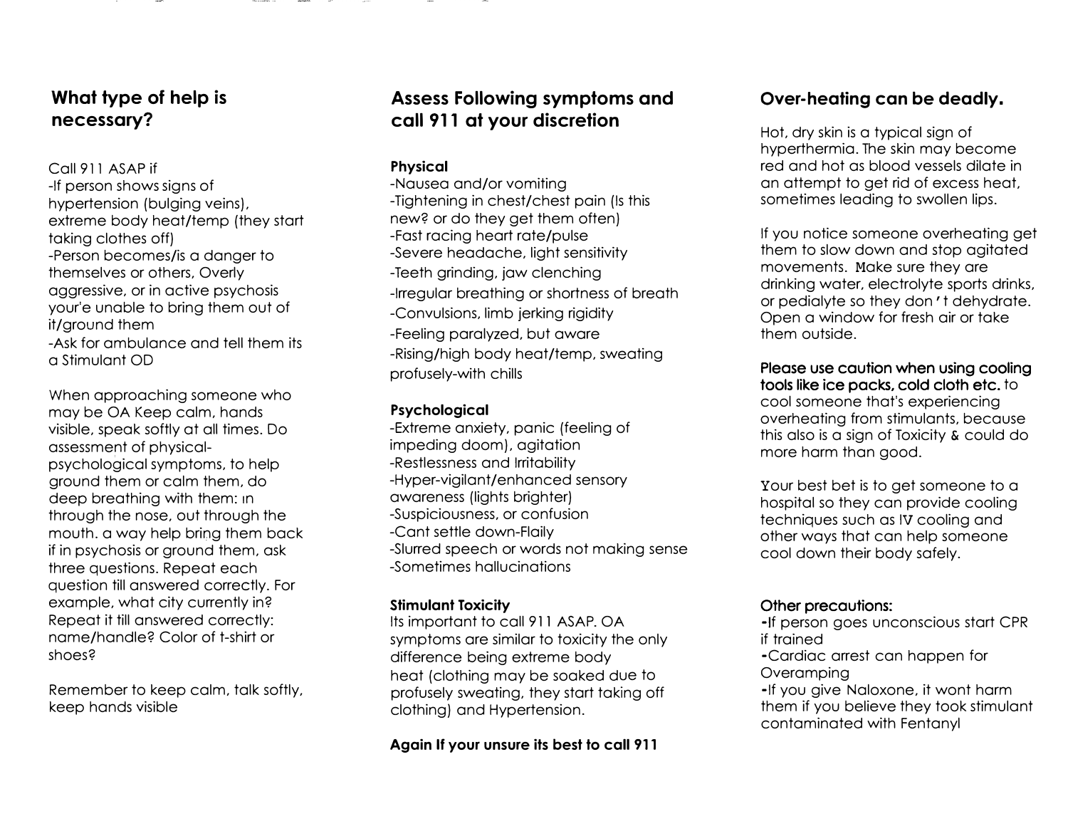## What type of help is necessary?

Call 911 ASAP if
-If person shows signs of hypertension (bulging veins), extreme body heat/temp (they start taking clothes off)
-Person becomes/is a danger to themselves or others, Overly aggressive, or in active psychosis your'e unable to bring them out of it/ground them
-Ask for ambulance and tell them its a Stimulant OD

When approaching someone who may be OA Keep calm, hands visible, speak softly at all times. Do assessment of physical-psychological symptoms, to help ground them or calm them, do deep breathing with them: in through the nose, out through the mouth. a way help bring them back if in psychosis or ground them, ask three questions. Repeat each question till answered correctly. For example, what city currently in? Repeat it till answered correctly: name/handle? Color of t-shirt or shoes?

Remember to keep calm, talk softly, keep hands visible

## Assess Following symptoms and call 911 at your discretion

**Physical**
-Nausea and/or vomiting
-Tightening in chest/chest pain (Is this new? or do they get them often)
-Fast racing heart rate/pulse
-Severe headache, light sensitivity
-Teeth grinding, jaw clenching
-Irregular breathing or shortness of breath
-Convulsions, limb jerking rigidity
-Feeling paralyzed, but aware
-Rising/high body heat/temp, sweating profusely-with chills

**Psychological**
-Extreme anxiety, panic (feeling of impeding doom), agitation
-Restlessness and Irritability
-Hyper-vigilant/enhanced sensory awareness (lights brighter)
-Suspiciousness, or confusion
-Cant settle down-Flaily
-Slurred speech or words not making sense
-Sometimes hallucinations

**Stimulant Toxicity**
Its important to call 911 ASAP. OA symptoms are similar to toxicity the only difference being extreme body heat (clothing may be soaked due to profusely sweating, they start taking off clothing) and Hypertension.

**Again If your unsure its best to call 911**

## Over-heating can be deadly.

Hot, dry skin is a typical sign of hyperthermia. The skin may become red and hot as blood vessels dilate in an attempt to get rid of excess heat, sometimes leading to swollen lips.

If you notice someone overheating get them to slow down and stop agitated movements. Make sure they are drinking water, electrolyte sports drinks, or pedialyte so they don't dehydrate. Open a window for fresh air or take them outside.

**Please use caution when using cooling tools like ice packs, cold cloth etc.** to cool someone that's experiencing overheating from stimulants, because this also is a sign of Toxicity & could do more harm than good.

Your best bet is to get someone to a hospital so they can provide cooling techniques such as IV cooling and other ways that can help someone cool down their body safely.

**Other precautions:**
-If person goes unconscious start CPR if trained
-Cardiac arrest can happen for Overamping
-If you give Naloxone, it wont harm them if you believe they took stimulant contaminated with Fentanyl